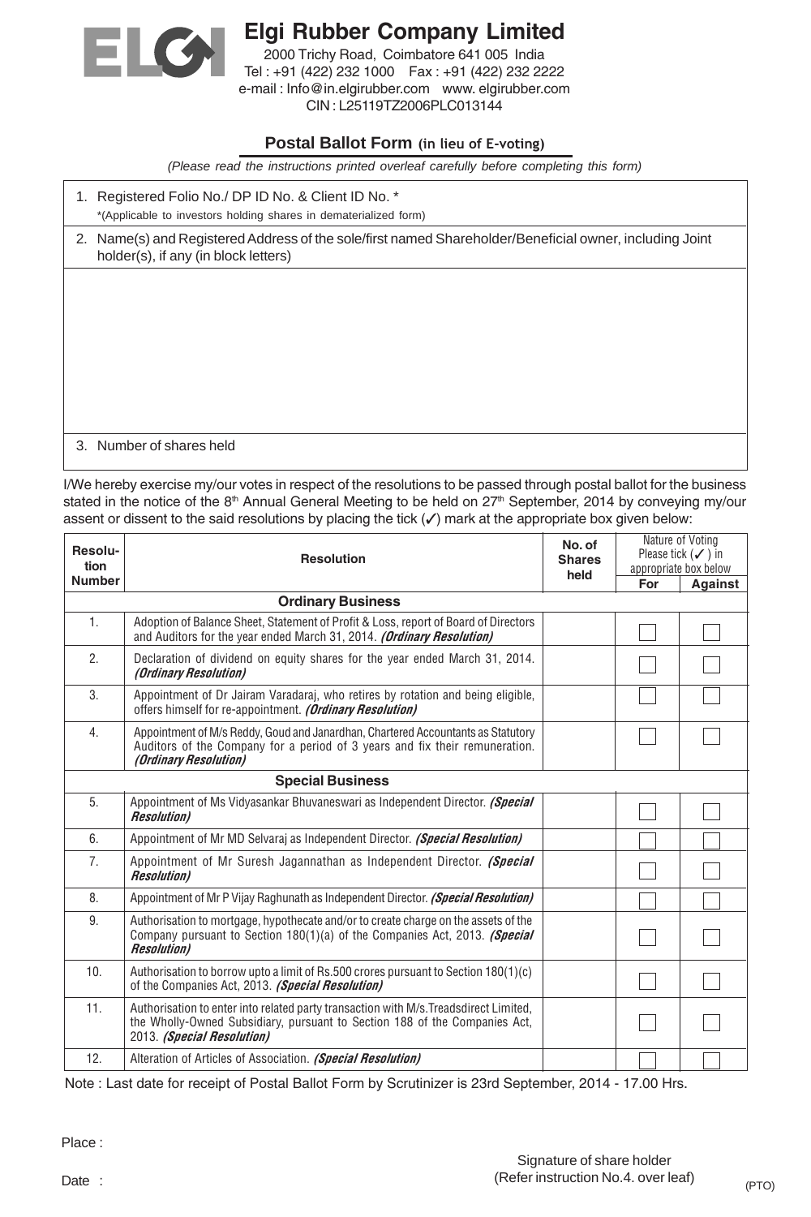# Elgi Rubber Company Limited

2000 Trichy Road, Coimbatore 641 005 India
Tel : +91 (422) 232 1000 Fax : +91 (422) 232 2222
e-mail : Info@in.elgirubber.com www. elgirubber.com
CIN : L25119TZ2006PLC013144

## Postal Ballot Form (in lieu of E-voting)

*(Please read the instructions printed overleaf carefully before completing this form)*

1. Registered Folio No./ DP ID No. & Client ID No. *
   *(Applicable to investors holding shares in dematerialized form)
2. Name(s) and Registered Address of the sole/first named Shareholder/Beneficial owner, including Joint holder(s), if any (in block letters)
3. Number of shares held

I/We hereby exercise my/our votes in respect of the resolutions to be passed through postal ballot for the business stated in the notice of the 8th Annual General Meeting to be held on 27th September, 2014 by conveying my/our assent or dissent to the said resolutions by placing the tick (✓) mark at the appropriate box given below:

| Resolution Number | Resolution | No. of Shares held | Nature of Voting Please tick (✓) in appropriate box below | |
|---|---|---|---|---|
| | | | For | Against |
| | **Ordinary Business** | | | |
| 1. | Adoption of Balance Sheet, Statement of Profit & Loss, report of Board of Directors and Auditors for the year ended March 31, 2014. ***(Ordinary Resolution)*** | | ☐ | ☐ |
| 2. | Declaration of dividend on equity shares for the year ended March 31, 2014. ***(Ordinary Resolution)*** | | ☐ | ☐ |
| 3. | Appointment of Dr Jairam Varadaraj, who retires by rotation and being eligible, offers himself for re-appointment. ***(Ordinary Resolution)*** | | ☐ | ☐ |
| 4. | Appointment of M/s Reddy, Goud and Janardhan, Chartered Accountants as Statutory Auditors of the Company for a period of 3 years and fix their remuneration. ***(Ordinary Resolution)*** | | ☐ | ☐ |
| | **Special Business** | | | |
| 5. | Appointment of Ms Vidyasankar Bhuvaneswari as Independent Director. ***(Special Resolution)*** | | ☐ | ☐ |
| 6. | Appointment of Mr MD Selvaraj as Independent Director. ***(Special Resolution)*** | | ☐ | ☐ |
| 7. | Appointment of Mr Suresh Jagannathan as Independent Director. ***(Special Resolution)*** | | ☐ | ☐ |
| 8. | Appointment of Mr P Vijay Raghunath as Independent Director. ***(Special Resolution)*** | | ☐ | ☐ |
| 9. | Authorisation to mortgage, hypothecate and/or to create charge on the assets of the Company pursuant to Section 180(1)(a) of the Companies Act, 2013. ***(Special Resolution)*** | | ☐ | ☐ |
| 10. | Authorisation to borrow upto a limit of Rs.500 crores pursuant to Section 180(1)(c) of the Companies Act, 2013. ***(Special Resolution)*** | | ☐ | ☐ |
| 11. | Authorisation to enter into related party transaction with M/s.Treadsdirect Limited, the Wholly-Owned Subsidiary, pursuant to Section 188 of the Companies Act, 2013. ***(Special Resolution)*** | | ☐ | ☐ |
| 12. | Alteration of Articles of Association. ***(Special Resolution)*** | | ☐ | ☐ |

Note : Last date for receipt of Postal Ballot Form by Scrutinizer is 23rd September, 2014 - 17.00 Hrs.

Place :

Date :

Signature of share holder
(Refer instruction No.4. over leaf)

(PTO)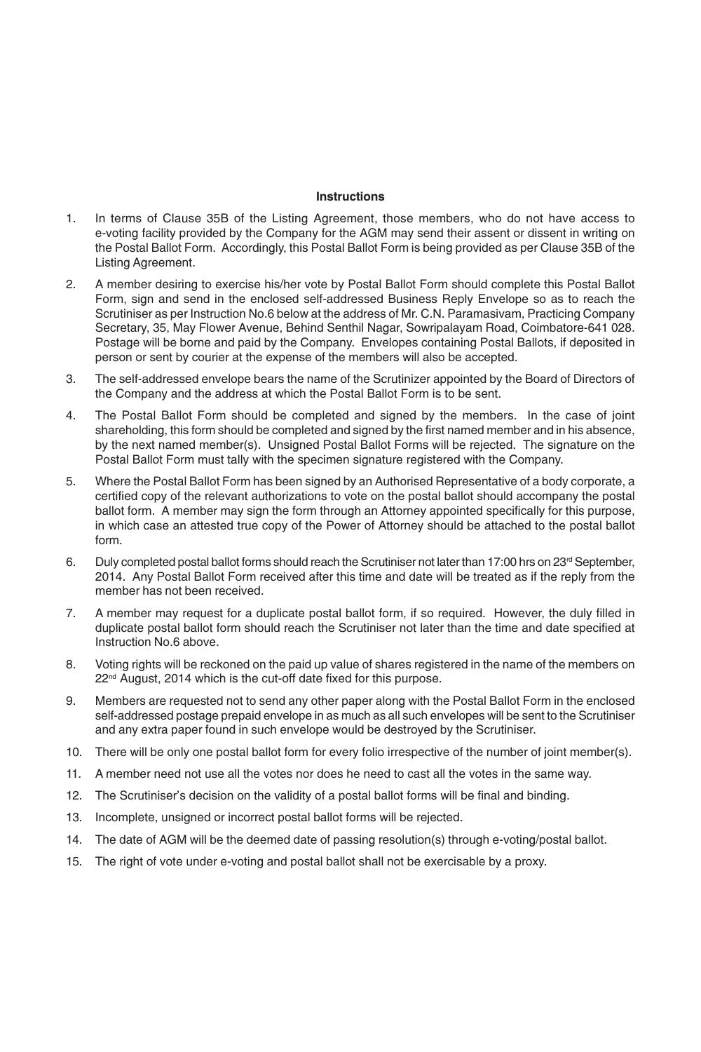**Instructions**

1. In terms of Clause 35B of the Listing Agreement, those members, who do not have access to e-voting facility provided by the Company for the AGM may send their assent or dissent in writing on the Postal Ballot Form. Accordingly, this Postal Ballot Form is being provided as per Clause 35B of the Listing Agreement.

2. A member desiring to exercise his/her vote by Postal Ballot Form should complete this Postal Ballot Form, sign and send in the enclosed self-addressed Business Reply Envelope so as to reach the Scrutiniser as per Instruction No.6 below at the address of Mr. C.N. Paramasivam, Practicing Company Secretary, 35, May Flower Avenue, Behind Senthil Nagar, Sowripalayam Road, Coimbatore-641 028. Postage will be borne and paid by the Company. Envelopes containing Postal Ballots, if deposited in person or sent by courier at the expense of the members will also be accepted.

3. The self-addressed envelope bears the name of the Scrutinizer appointed by the Board of Directors of the Company and the address at which the Postal Ballot Form is to be sent.

4. The Postal Ballot Form should be completed and signed by the members. In the case of joint shareholding, this form should be completed and signed by the first named member and in his absence, by the next named member(s). Unsigned Postal Ballot Forms will be rejected. The signature on the Postal Ballot Form must tally with the specimen signature registered with the Company.

5. Where the Postal Ballot Form has been signed by an Authorised Representative of a body corporate, a certified copy of the relevant authorizations to vote on the postal ballot should accompany the postal ballot form. A member may sign the form through an Attorney appointed specifically for this purpose, in which case an attested true copy of the Power of Attorney should be attached to the postal ballot form.

6. Duly completed postal ballot forms should reach the Scrutiniser not later than 17:00 hrs on 23rd September, 2014. Any Postal Ballot Form received after this time and date will be treated as if the reply from the member has not been received.

7. A member may request for a duplicate postal ballot form, if so required. However, the duly filled in duplicate postal ballot form should reach the Scrutiniser not later than the time and date specified at Instruction No.6 above.

8. Voting rights will be reckoned on the paid up value of shares registered in the name of the members on 22nd August, 2014 which is the cut-off date fixed for this purpose.

9. Members are requested not to send any other paper along with the Postal Ballot Form in the enclosed self-addressed postage prepaid envelope in as much as all such envelopes will be sent to the Scrutiniser and any extra paper found in such envelope would be destroyed by the Scrutiniser.

10. There will be only one postal ballot form for every folio irrespective of the number of joint member(s).

11. A member need not use all the votes nor does he need to cast all the votes in the same way.

12. The Scrutiniser's decision on the validity of a postal ballot forms will be final and binding.

13. Incomplete, unsigned or incorrect postal ballot forms will be rejected.

14. The date of AGM will be the deemed date of passing resolution(s) through e-voting/postal ballot.

15. The right of vote under e-voting and postal ballot shall not be exercisable by a proxy.